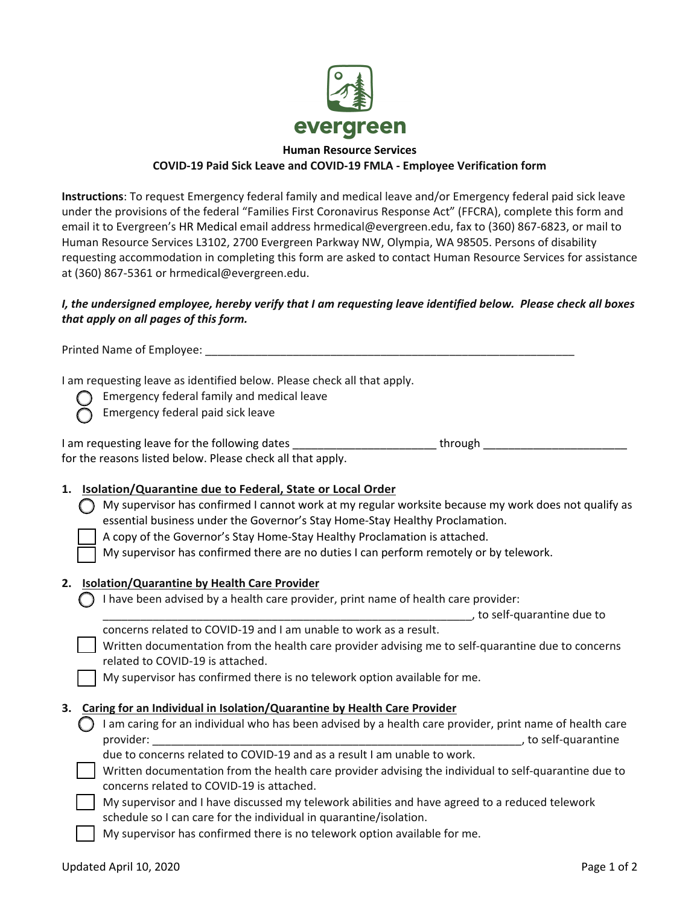evergreen

**Human Resource Services**

**COVID-19 Paid Sick Leave and COVID-19 FMLA - Employee Verification form**

**Instructions**: To request Emergency federal family and medical leave and/or Emergency federal paid sick leave under the provisions of the federal "Families First Coronavirus Response Act" (FFCRA), complete this form and email it to Evergreen's HR Medical email address hrmedical@evergreen.edu, fax to (360) 867-6823, or mail to Human Resource Services L3102, 2700 Evergreen Parkway NW, Olympia, WA 98505. Persons of disability requesting accommodation in completing this form are asked to contact Human Resource Services for assistance at (360) 867-5361 or hrmedical@evergreen.edu.

***I, the undersigned employee, hereby verify that I am requesting leave identified below. Please check all boxes that apply on all pages of this form.***

Printed Name of Employee: ______________________________________________________________

I am requesting leave as identified below. Please check all that apply.

- ◯ Emergency federal family and medical leave
- ◯ Emergency federal paid sick leave

I am requesting leave for the following dates _______________________ through _______________________ for the reasons listed below. Please check all that apply.

1. **Isolation/Quarantine due to Federal, State or Local Order**
   - ◯ My supervisor has confirmed I cannot work at my regular worksite because my work does not qualify as essential business under the Governor's Stay Home-Stay Healthy Proclamation.
   - ☐ A copy of the Governor's Stay Home-Stay Healthy Proclamation is attached.
   - ☐ My supervisor has confirmed there are no duties I can perform remotely or by telework.

2. **Isolation/Quarantine by Health Care Provider**
   - ◯ I have been advised by a health care provider, print name of health care provider: ______________________________________________________________, to self-quarantine due to concerns related to COVID-19 and I am unable to work as a result.
   - ☐ Written documentation from the health care provider advising me to self-quarantine due to concerns related to COVID-19 is attached.
   - ☐ My supervisor has confirmed there is no telework option available for me.

3. **Caring for an Individual in Isolation/Quarantine by Health Care Provider**
   - ◯ I am caring for an individual who has been advised by a health care provider, print name of health care provider: ______________________________________________________________, to self-quarantine due to concerns related to COVID-19 and as a result I am unable to work.
   - ☐ Written documentation from the health care provider advising the individual to self-quarantine due to concerns related to COVID-19 is attached.
   - ☐ My supervisor and I have discussed my telework abilities and have agreed to a reduced telework schedule so I can care for the individual in quarantine/isolation.
   - ☐ My supervisor has confirmed there is no telework option available for me.

Updated April 10, 2020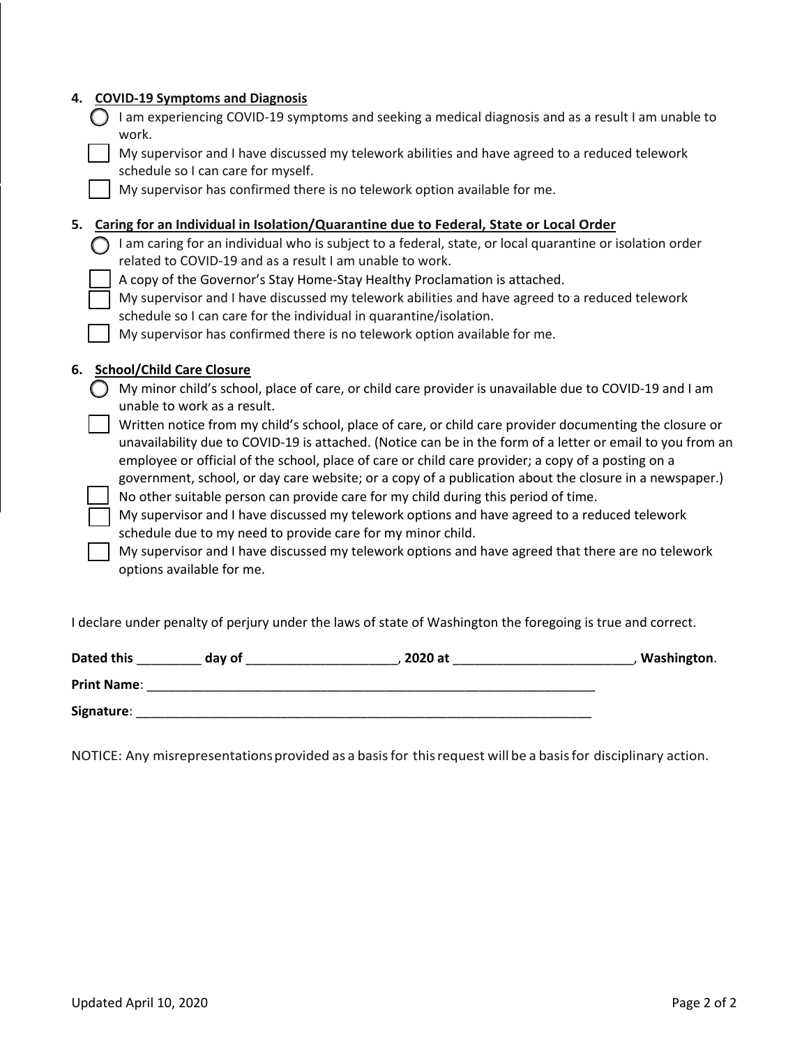**4. COVID-19 Symptoms and Diagnosis**

- ○ I am experiencing COVID-19 symptoms and seeking a medical diagnosis and as a result I am unable to work.
  - ☐ My supervisor and I have discussed my telework abilities and have agreed to a reduced telework schedule so I can care for myself.
  - ☐ My supervisor has confirmed there is no telework option available for me.

**5. Caring for an Individual in Isolation/Quarantine due to Federal, State or Local Order**

- ○ I am caring for an individual who is subject to a federal, state, or local quarantine or isolation order related to COVID-19 and as a result I am unable to work.
  - ☐ A copy of the Governor's Stay Home-Stay Healthy Proclamation is attached.
  - ☐ My supervisor and I have discussed my telework abilities and have agreed to a reduced telework schedule so I can care for the individual in quarantine/isolation.
  - ☐ My supervisor has confirmed there is no telework option available for me.

**6. School/Child Care Closure**

- ○ My minor child's school, place of care, or child care provider is unavailable due to COVID-19 and I am unable to work as a result.
  - ☐ Written notice from my child's school, place of care, or child care provider documenting the closure or unavailability due to COVID-19 is attached. (Notice can be in the form of a letter or email to you from an employee or official of the school, place of care or child care provider; a copy of a posting on a government, school, or day care website; or a copy of a publication about the closure in a newspaper.)
  - ☐ No other suitable person can provide care for my child during this period of time.
  - ☐ My supervisor and I have discussed my telework options and have agreed to a reduced telework schedule due to my need to provide care for my minor child.
  - ☐ My supervisor and I have discussed my telework options and have agreed that there are no telework options available for me.

I declare under penalty of perjury under the laws of state of Washington the foregoing is true and correct.

**Dated this** _________ **day of** _____________________, **2020 at** _________________________, **Washington**.

**Print Name**: _________________________________________________________________

**Signature**: __________________________________________________________________

NOTICE: Any misrepresentations provided as a basis for this request will be a basis for disciplinary action.

Updated April 10, 2020